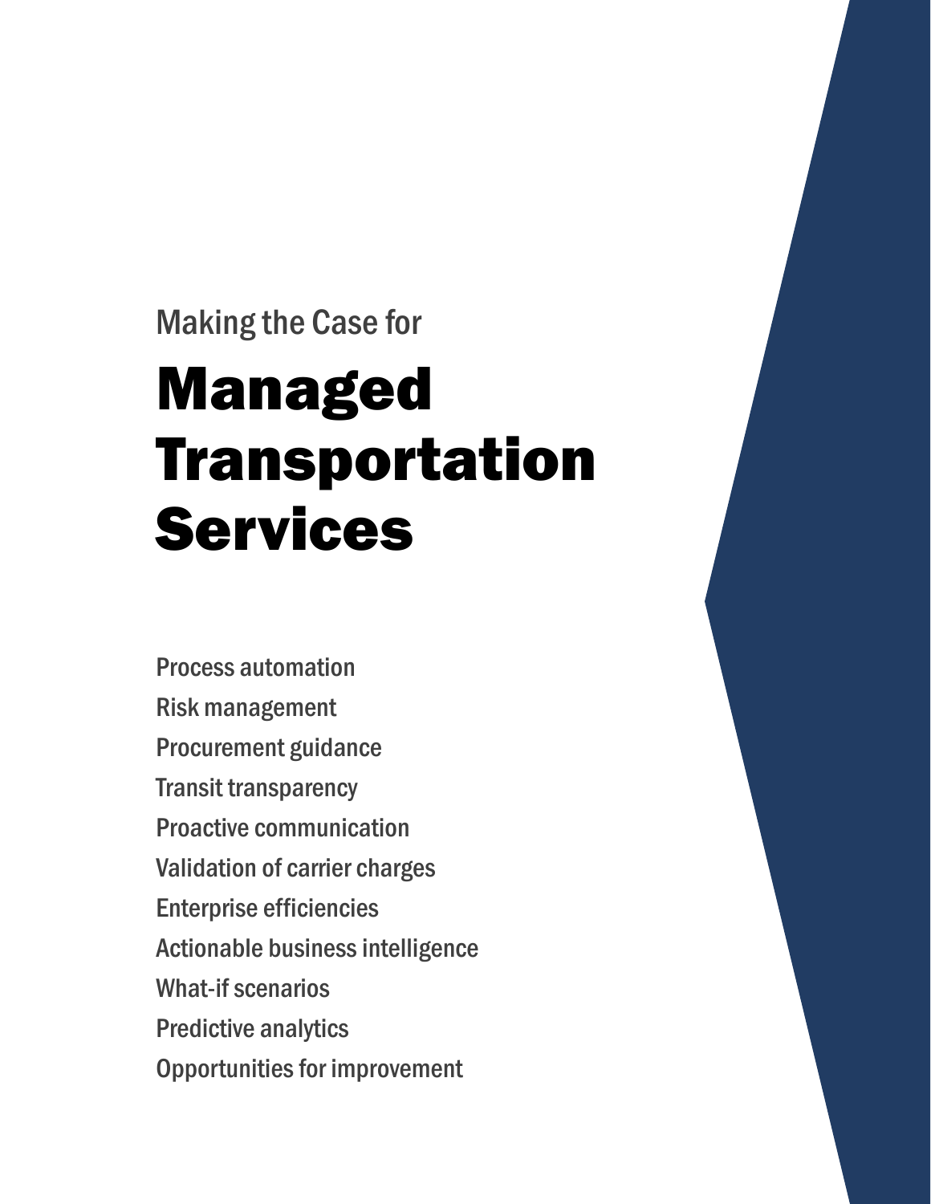Making the Case for

# Managed Transportation Services

Process automation

Risk management

Procurement guidance

Transit transparency

Proactive communication

Validation of carrier charges

Enterprise efficiencies

Actionable business intelligence

What-if scenarios

Predictive analytics

Opportunities for improvement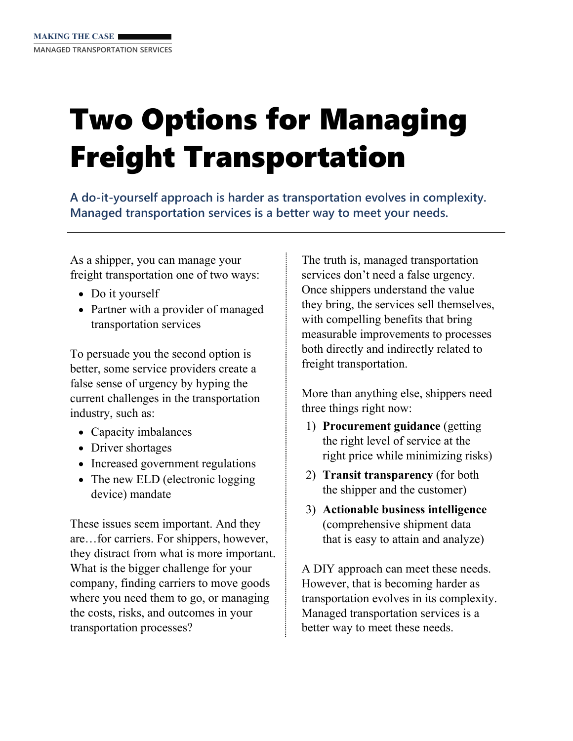MAKING THE CASE

MANAGED TRANSPORTATION SERVICES

# Two Options for Managing Freight Transportation

**A do-it-yourself approach is harder as transportation evolves in complexity. Managed transportation services is a better way to meet your needs.**

As a shipper, you can manage your freight transportation one of two ways:

- Do it yourself
- Partner with a provider of managed transportation services

To persuade you the second option is better, some service providers create a false sense of urgency by hyping the current challenges in the transportation industry, such as:

- Capacity imbalances
- Driver shortages
- Increased government regulations
- The new ELD (electronic logging device) mandate

These issues seem important. And they are…for carriers. For shippers, however, they distract from what is more important. What is the bigger challenge for your company, finding carriers to move goods where you need them to go, or managing the costs, risks, and outcomes in your transportation processes?

The truth is, managed transportation services don't need a false urgency. Once shippers understand the value they bring, the services sell themselves, with compelling benefits that bring measurable improvements to processes both directly and indirectly related to freight transportation.

More than anything else, shippers need three things right now:

1) **Procurement guidance** (getting the right level of service at the right price while minimizing risks)
2) **Transit transparency** (for both the shipper and the customer)
3) **Actionable business intelligence** (comprehensive shipment data that is easy to attain and analyze)

A DIY approach can meet these needs. However, that is becoming harder as transportation evolves in its complexity. Managed transportation services is a better way to meet these needs.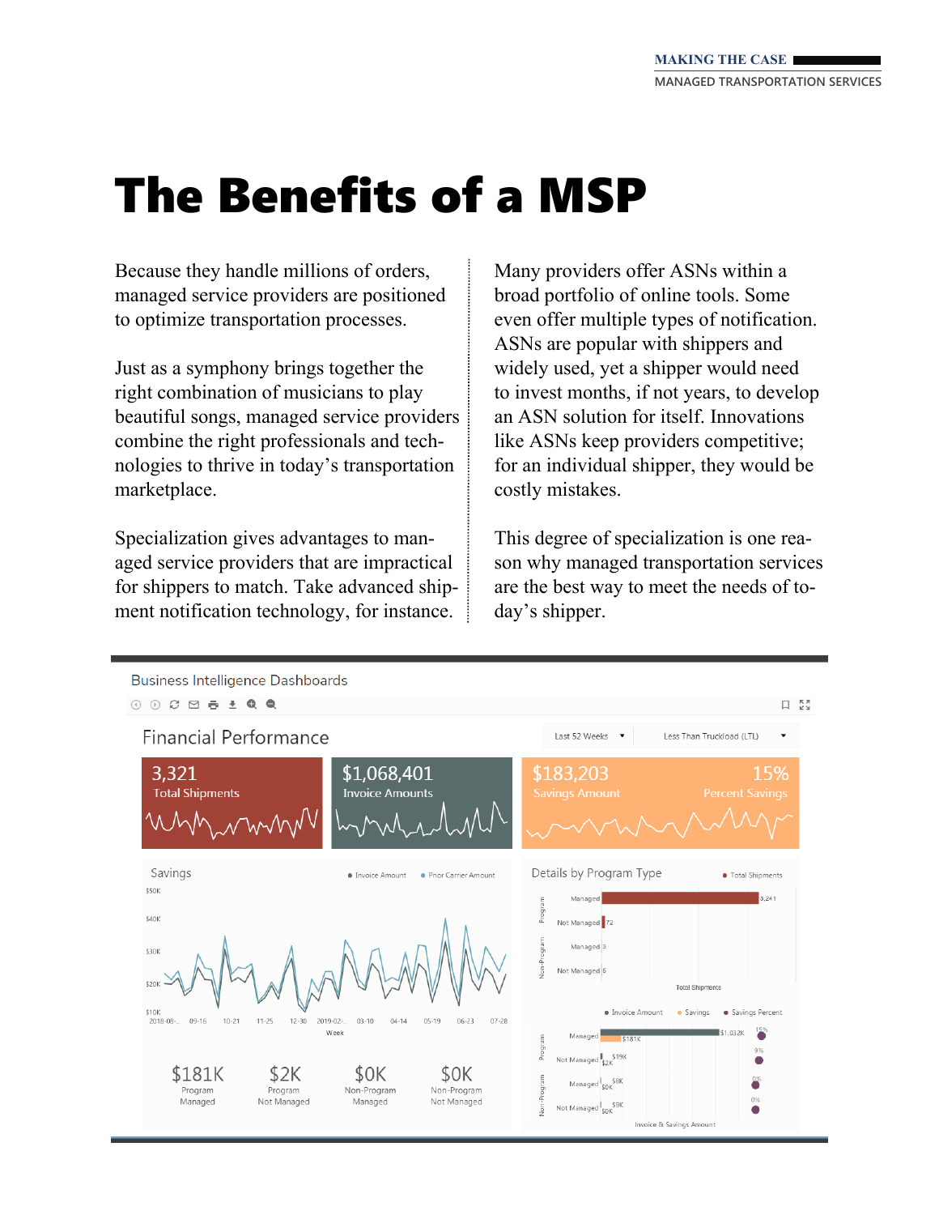# The Benefits of a MSP

Because they handle millions of orders, managed service providers are positioned to optimize transportation processes.

Just as a symphony brings together the right combination of musicians to play beautiful songs, managed service providers combine the right professionals and technologies to thrive in today's transportation marketplace.

Specialization gives advantages to managed service providers that are impractical for shippers to match. Take advanced shipment notification technology, for instance.

Many providers offer ASNs within a broad portfolio of online tools. Some even offer multiple types of notification. ASNs are popular with shippers and widely used, yet a shipper would need to invest months, if not years, to develop an ASN solution for itself. Innovations like ASNs keep providers competitive; for an individual shipper, they would be costly mistakes.

This degree of specialization is one reason why managed transportation services are the best way to meet the needs of today's shipper.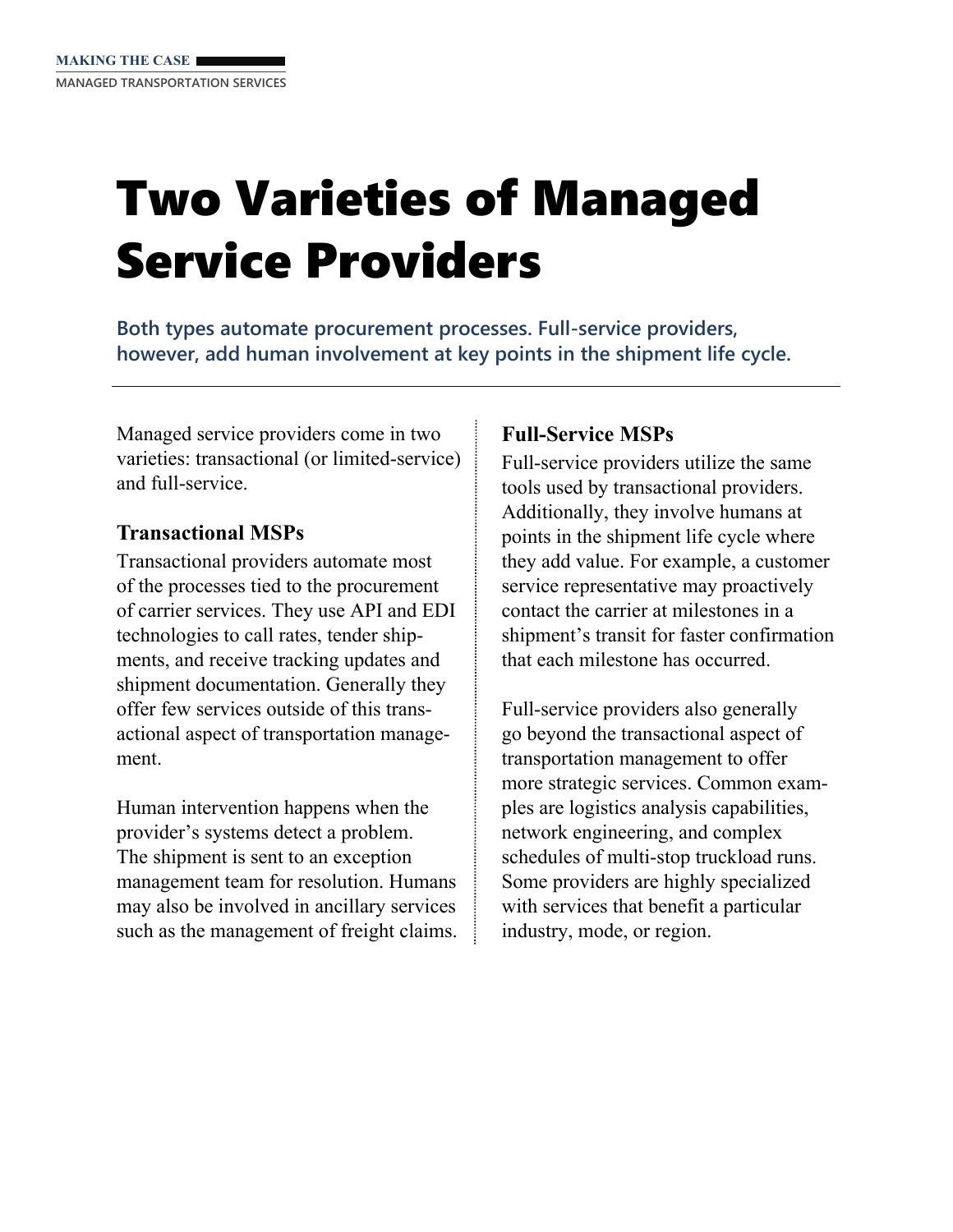# Two Varieties of Managed Service Providers

**Both types automate procurement processes. Full-service providers, however, add human involvement at key points in the shipment life cycle.**

Managed service providers come in two varieties: transactional (or limited-service) and full-service.

### Transactional MSPs

Transactional providers automate most of the processes tied to the procurement of carrier services. They use API and EDI technologies to call rates, tender shipments, and receive tracking updates and shipment documentation. Generally they offer few services outside of this transactional aspect of transportation management.

Human intervention happens when the provider's systems detect a problem. The shipment is sent to an exception management team for resolution. Humans may also be involved in ancillary services such as the management of freight claims.

### Full-Service MSPs

Full-service providers utilize the same tools used by transactional providers. Additionally, they involve humans at points in the shipment life cycle where they add value. For example, a customer service representative may proactively contact the carrier at milestones in a shipment's transit for faster confirmation that each milestone has occurred.

Full-service providers also generally go beyond the transactional aspect of transportation management to offer more strategic services. Common examples are logistics analysis capabilities, network engineering, and complex schedules of multi-stop truckload runs. Some providers are highly specialized with services that benefit a particular industry, mode, or region.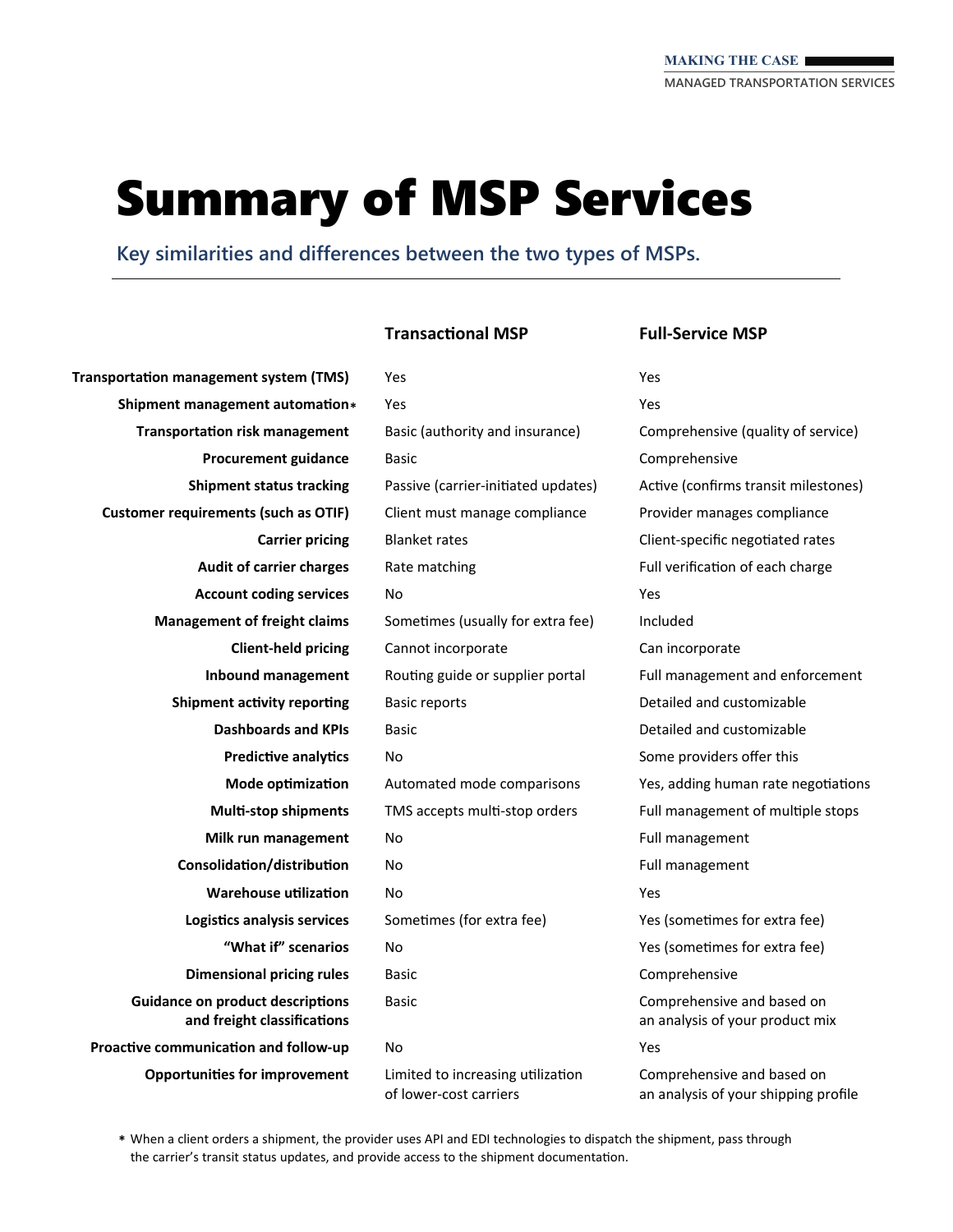# Summary of MSP Services

## Key similarities and differences between the two types of MSPs.

| | Transactional MSP | Full-Service MSP |
|---|---|---|
| **Transportation management system (TMS)** | Yes | Yes |
| **Shipment management automation*** | Yes | Yes |
| **Transportation risk management** | Basic (authority and insurance) | Comprehensive (quality of service) |
| **Procurement guidance** | Basic | Comprehensive |
| **Shipment status tracking** | Passive (carrier-initiated updates) | Active (confirms transit milestones) |
| **Customer requirements (such as OTIF)** | Client must manage compliance | Provider manages compliance |
| **Carrier pricing** | Blanket rates | Client-specific negotiated rates |
| **Audit of carrier charges** | Rate matching | Full verification of each charge |
| **Account coding services** | No | Yes |
| **Management of freight claims** | Sometimes (usually for extra fee) | Included |
| **Client-held pricing** | Cannot incorporate | Can incorporate |
| **Inbound management** | Routing guide or supplier portal | Full management and enforcement |
| **Shipment activity reporting** | Basic reports | Detailed and customizable |
| **Dashboards and KPIs** | Basic | Detailed and customizable |
| **Predictive analytics** | No | Some providers offer this |
| **Mode optimization** | Automated mode comparisons | Yes, adding human rate negotiations |
| **Multi-stop shipments** | TMS accepts multi-stop orders | Full management of multiple stops |
| **Milk run management** | No | Full management |
| **Consolidation/distribution** | No | Full management |
| **Warehouse utilization** | No | Yes |
| **Logistics analysis services** | Sometimes (for extra fee) | Yes (sometimes for extra fee) |
| **"What if" scenarios** | No | Yes (sometimes for extra fee) |
| **Dimensional pricing rules** | Basic | Comprehensive |
| **Guidance on product descriptions and freight classifications** | Basic | Comprehensive and based on an analysis of your product mix |
| **Proactive communication and follow-up** | No | Yes |
| **Opportunities for improvement** | Limited to increasing utilization of lower-cost carriers | Comprehensive and based on an analysis of your shipping profile |

* When a client orders a shipment, the provider uses API and EDI technologies to dispatch the shipment, pass through the carrier's transit status updates, and provide access to the shipment documentation.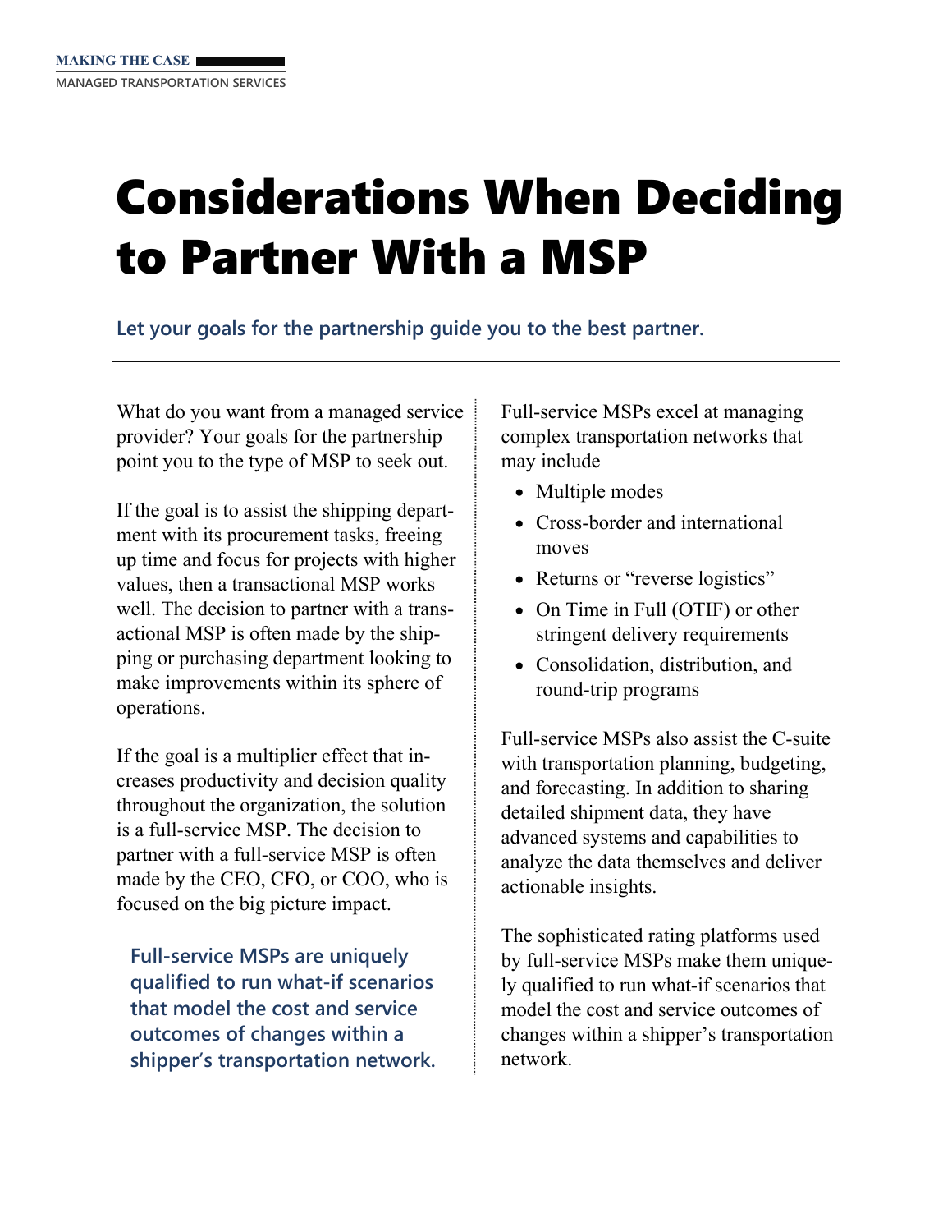# Considerations When Deciding to Partner With a MSP

**Let your goals for the partnership guide you to the best partner.**

What do you want from a managed service provider? Your goals for the partnership point you to the type of MSP to seek out.

If the goal is to assist the shipping department with its procurement tasks, freeing up time and focus for projects with higher values, then a transactional MSP works well. The decision to partner with a transactional MSP is often made by the shipping or purchasing department looking to make improvements within its sphere of operations.

If the goal is a multiplier effect that increases productivity and decision quality throughout the organization, the solution is a full-service MSP. The decision to partner with a full-service MSP is often made by the CEO, CFO, or COO, who is focused on the big picture impact.

> **Full-service MSPs are uniquely qualified to run what-if scenarios that model the cost and service outcomes of changes within a shipper's transportation network.**

Full-service MSPs excel at managing complex transportation networks that may include

- Multiple modes
- Cross-border and international moves
- Returns or "reverse logistics"
- On Time in Full (OTIF) or other stringent delivery requirements
- Consolidation, distribution, and round-trip programs

Full-service MSPs also assist the C-suite with transportation planning, budgeting, and forecasting. In addition to sharing detailed shipment data, they have advanced systems and capabilities to analyze the data themselves and deliver actionable insights.

The sophisticated rating platforms used by full-service MSPs make them uniquely qualified to run what-if scenarios that model the cost and service outcomes of changes within a shipper's transportation network.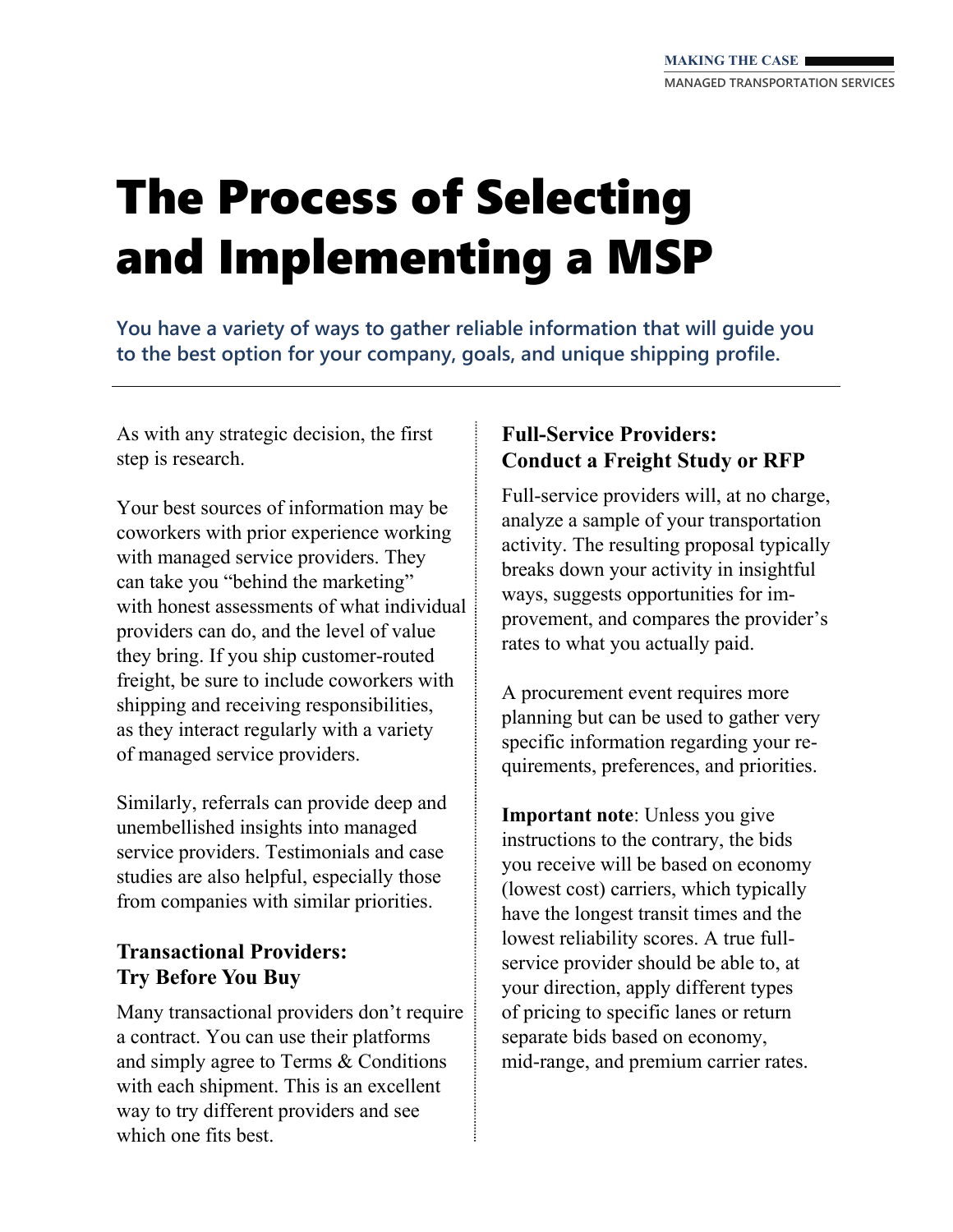# The Process of Selecting and Implementing a MSP

**You have a variety of ways to gather reliable information that will guide you to the best option for your company, goals, and unique shipping profile.**

---

As with any strategic decision, the first step is research.

Your best sources of information may be coworkers with prior experience working with managed service providers. They can take you "behind the marketing" with honest assessments of what individual providers can do, and the level of value they bring. If you ship customer-routed freight, be sure to include coworkers with shipping and receiving responsibilities, as they interact regularly with a variety of managed service providers.

Similarly, referrals can provide deep and unembellished insights into managed service providers. Testimonials and case studies are also helpful, especially those from companies with similar priorities.

### Transactional Providers: Try Before You Buy

Many transactional providers don't require a contract. You can use their platforms and simply agree to Terms & Conditions with each shipment. This is an excellent way to try different providers and see which one fits best.

### Full-Service Providers: Conduct a Freight Study or RFP

Full-service providers will, at no charge, analyze a sample of your transportation activity. The resulting proposal typically breaks down your activity in insightful ways, suggests opportunities for improvement, and compares the provider's rates to what you actually paid.

A procurement event requires more planning but can be used to gather very specific information regarding your requirements, preferences, and priorities.

**Important note**: Unless you give instructions to the contrary, the bids you receive will be based on economy (lowest cost) carriers, which typically have the longest transit times and the lowest reliability scores. A true full-service provider should be able to, at your direction, apply different types of pricing to specific lanes or return separate bids based on economy, mid-range, and premium carrier rates.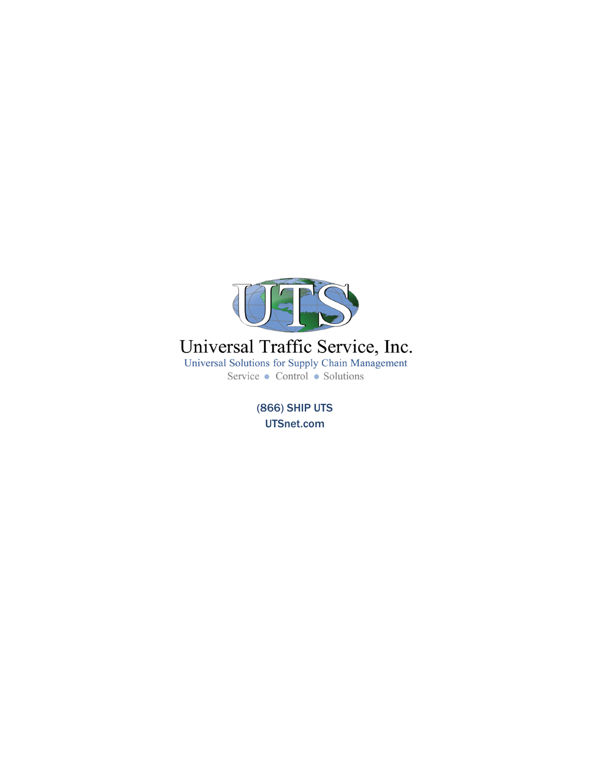UTS

Universal Traffic Service, Inc.

Universal Solutions for Supply Chain Management

Service • Control • Solutions

(866) SHIP UTS

UTSnet.com